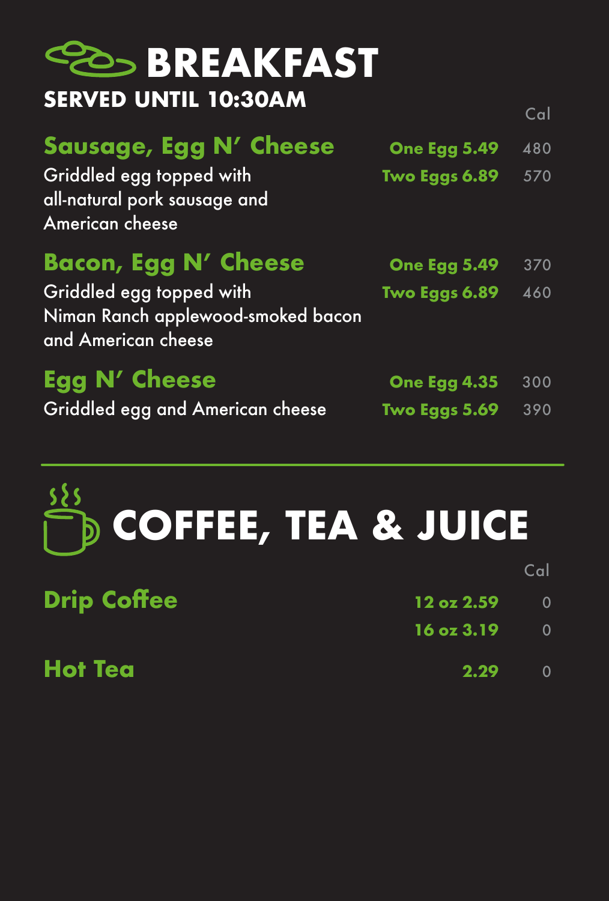# BREAKFAST

**SERVED UNTIL 10:30AM**

| | | Cal |
|---|---|---|
| **Sausage, Egg N' Cheese** | **One Egg 5.49** | 480 |
| Griddled egg topped with all-natural pork sausage and American cheese | **Two Eggs 6.89** | 570 |
| **Bacon, Egg N' Cheese** | **One Egg 5.49** | 370 |
| Griddled egg topped with Niman Ranch applewood-smoked bacon and American cheese | **Two Eggs 6.89** | 460 |
| **Egg N' Cheese** | **One Egg 4.35** | 300 |
| Griddled egg and American cheese | **Two Eggs 5.69** | 390 |

# COFFEE, TEA & JUICE

| | | Cal |
|---|---|---|
| **Drip Coffee** | **12 oz 2.59** | 0 |
| | **16 oz 3.19** | 0 |
| **Hot Tea** | **2.29** | 0 |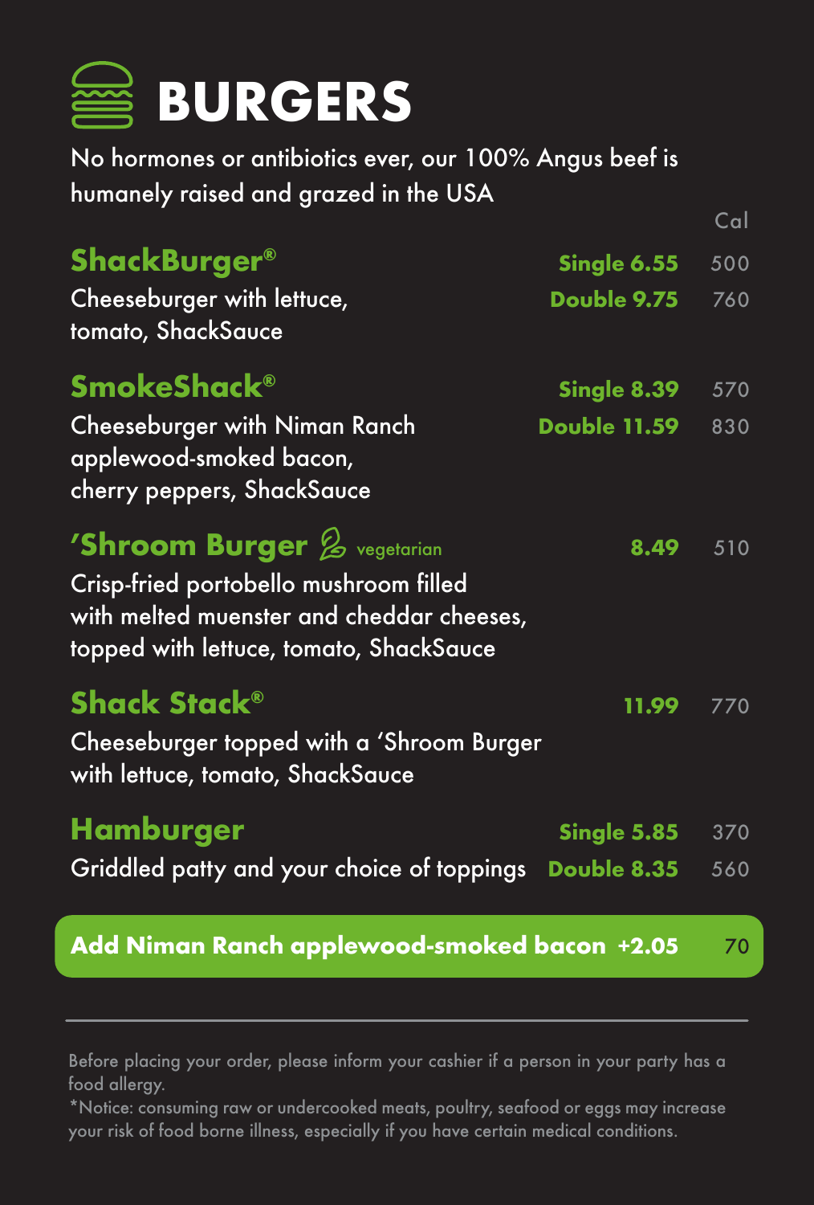# BURGERS

No hormones or antibiotics ever, our 100% Angus beef is humanely raised and grazed in the USA

| Item | Price | Cal |
|---|---|---|
| **ShackBurger®** | **Single 6.55** | 500 |
| Cheeseburger with lettuce, tomato, ShackSauce | **Double 9.75** | 760 |
| **SmokeShack®** | **Single 8.39** | 570 |
| Cheeseburger with Niman Ranch applewood-smoked bacon, cherry peppers, ShackSauce | **Double 11.59** | 830 |
| **'Shroom Burger** vegetarian | **8.49** | 510 |
| Crisp-fried portobello mushroom filled with melted muenster and cheddar cheeses, topped with lettuce, tomato, ShackSauce | | |
| **Shack Stack®** | **11.99** | 770 |
| Cheeseburger topped with a 'Shroom Burger with lettuce, tomato, ShackSauce | | |
| **Hamburger** | **Single 5.85** | 370 |
| Griddled patty and your choice of toppings | **Double 8.35** | 560 |
| **Add Niman Ranch applewood-smoked bacon** | **+2.05** | 70 |

Before placing your order, please inform your cashier if a person in your party has a food allergy.

*Notice: consuming raw or undercooked meats, poultry, seafood or eggs may increase your risk of food borne illness, especially if you have certain medical conditions.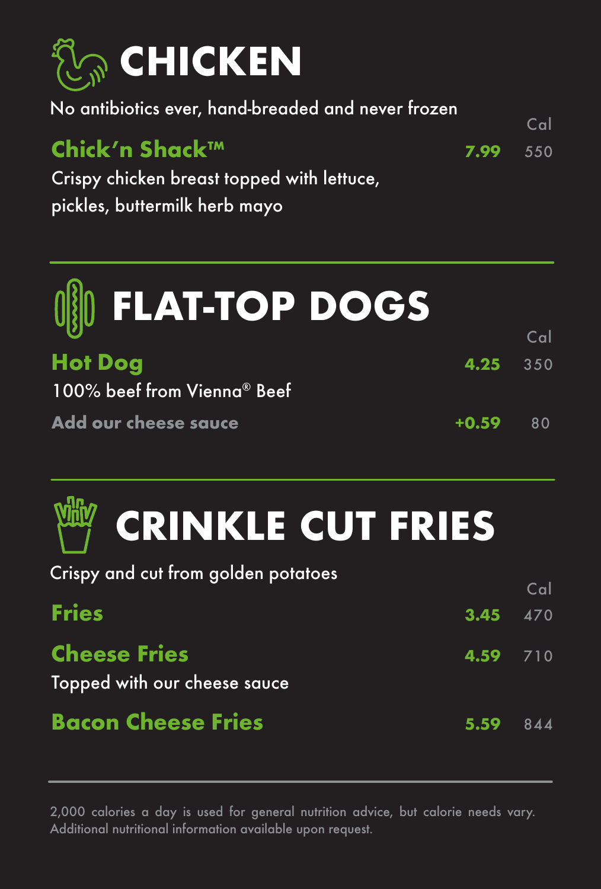# CHICKEN

No antibiotics ever, hand-breaded and never frozen

| | Price | Cal |
|---|---|---|
| **Chick'n Shack™** | **7.99** | 550 |

Crispy chicken breast topped with lettuce, pickles, buttermilk herb mayo

# FLAT-TOP DOGS

| | Price | Cal |
|---|---|---|
| **Hot Dog** | **4.25** | 350 |
| **Add our cheese sauce** | **+0.59** | 80 |

Hot Dog: 100% beef from Vienna® Beef

# CRINKLE CUT FRIES

Crispy and cut from golden potatoes

| | Price | Cal |
|---|---|---|
| **Fries** | **3.45** | 470 |
| **Cheese Fries** | **4.59** | 710 |
| **Bacon Cheese Fries** | **5.59** | 844 |

Cheese Fries: Topped with our cheese sauce

2,000 calories a day is used for general nutrition advice, but calorie needs vary. Additional nutritional information available upon request.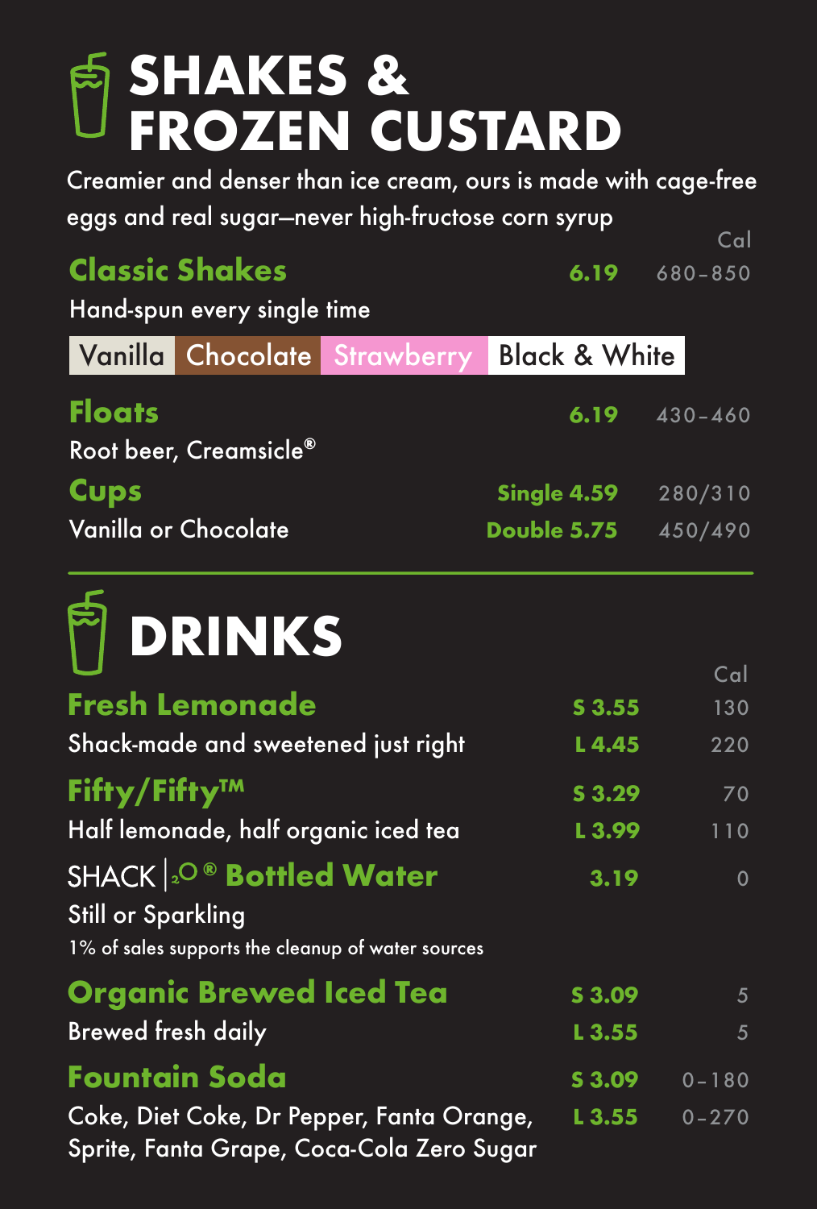# SHAKES & FROZEN CUSTARD

Creamier and denser than ice cream, ours is made with cage-free eggs and real sugar—never high-fructose corn syrup

| Item | Price | Cal |
|---|---|---|
| **Classic Shakes** | **6.19** | 680–850 |
| Hand-spun every single time | | |
| Vanilla / Chocolate / Strawberry / Black & White | | |
| **Floats** | **6.19** | 430–460 |
| Root beer, Creamsicle® | | |
| **Cups** | **Single 4.59** | 280/310 |
| Vanilla or Chocolate | **Double 5.75** | 450/490 |

# DRINKS

| Item | Price | Cal |
|---|---|---|
| **Fresh Lemonade** | **S 3.55** | 130 |
| Shack-made and sweetened just right | **L 4.45** | 220 |
| **Fifty/Fifty™** | **S 3.29** | 70 |
| Half lemonade, half organic iced tea | **L 3.99** | 110 |
| SHACK ₂O® **Bottled Water** | **3.19** | 0 |
| Still or Sparkling | | |
| 1% of sales supports the cleanup of water sources | | |
| **Organic Brewed Iced Tea** | **S 3.09** | 5 |
| Brewed fresh daily | **L 3.55** | 5 |
| **Fountain Soda** | **S 3.09** | 0–180 |
| Coke, Diet Coke, Dr Pepper, Fanta Orange, Sprite, Fanta Grape, Coca-Cola Zero Sugar | **L 3.55** | 0–270 |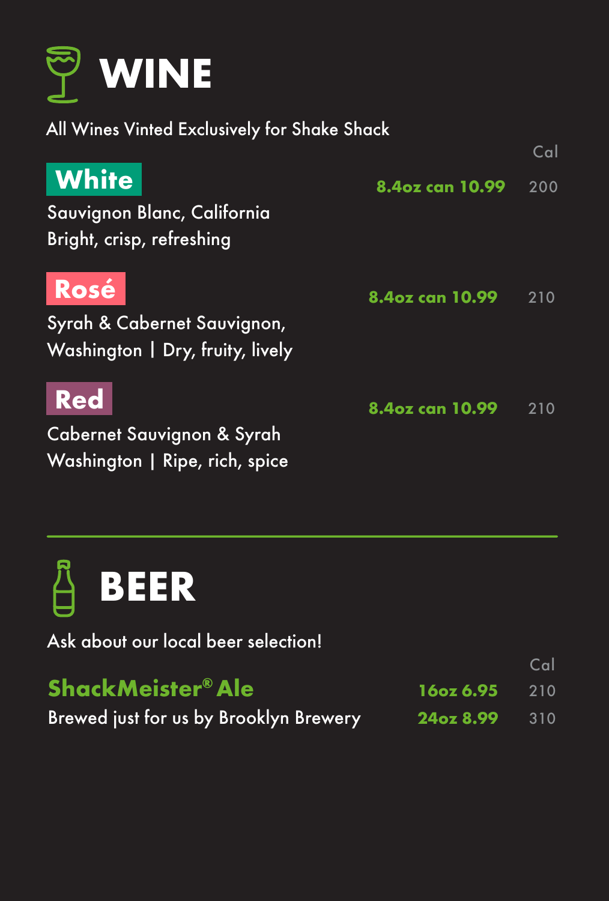# WINE

All Wines Vinted Exclusively for Shake Shack

| | | Cal |
|---|---|---|
| **White**<br>Sauvignon Blanc, California<br>Bright, crisp, refreshing | **8.4oz can 10.99** | 200 |
| **Rosé**<br>Syrah & Cabernet Sauvignon, Washington \| Dry, fruity, lively | **8.4oz can 10.99** | 210 |
| **Red**<br>Cabernet Sauvignon & Syrah<br>Washington \| Ripe, rich, spice | **8.4oz can 10.99** | 210 |

# BEER

Ask about our local beer selection!

| | | Cal |
|---|---|---|
| **ShackMeister® Ale**<br>Brewed just for us by Brooklyn Brewery | **16oz 6.95** | 210 |
| | **24oz 8.99** | 310 |